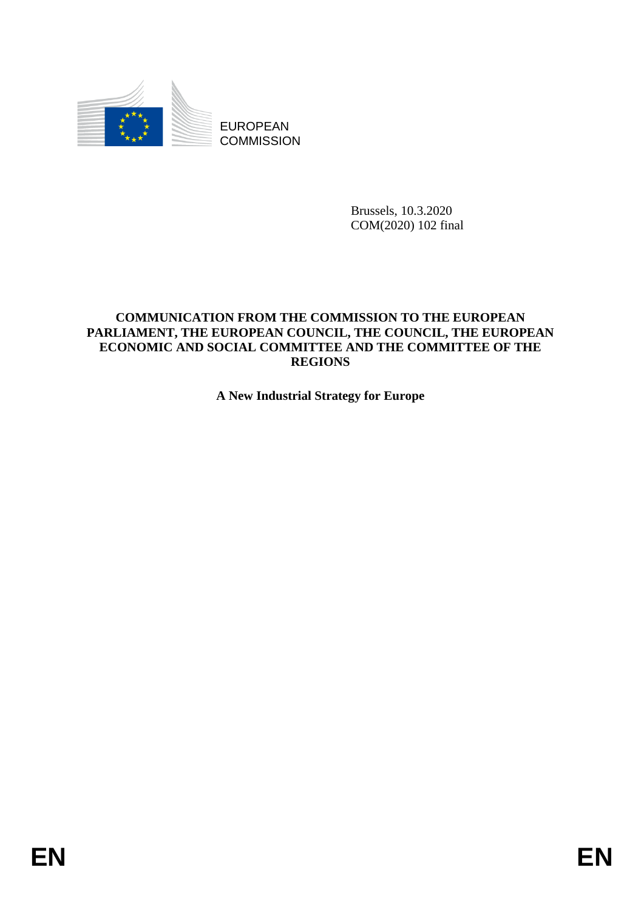EUROPEAN COMMISSION

Brussels, 10.3.2020
COM(2020) 102 final

**COMMUNICATION FROM THE COMMISSION TO THE EUROPEAN PARLIAMENT, THE EUROPEAN COUNCIL, THE COUNCIL, THE EUROPEAN ECONOMIC AND SOCIAL COMMITTEE AND THE COMMITTEE OF THE REGIONS**

# A New Industrial Strategy for Europe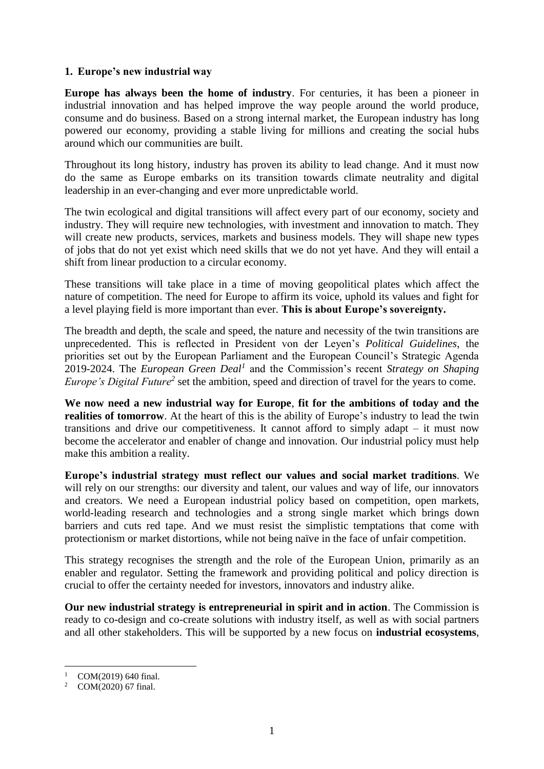## 1. Europe's new industrial way

**Europe has always been the home of industry**. For centuries, it has been a pioneer in industrial innovation and has helped improve the way people around the world produce, consume and do business. Based on a strong internal market, the European industry has long powered our economy, providing a stable living for millions and creating the social hubs around which our communities are built.

Throughout its long history, industry has proven its ability to lead change. And it must now do the same as Europe embarks on its transition towards climate neutrality and digital leadership in an ever-changing and ever more unpredictable world.

The twin ecological and digital transitions will affect every part of our economy, society and industry. They will require new technologies, with investment and innovation to match. They will create new products, services, markets and business models. They will shape new types of jobs that do not yet exist which need skills that we do not yet have. And they will entail a shift from linear production to a circular economy.

These transitions will take place in a time of moving geopolitical plates which affect the nature of competition. The need for Europe to affirm its voice, uphold its values and fight for a level playing field is more important than ever. **This is about Europe's sovereignty.**

The breadth and depth, the scale and speed, the nature and necessity of the twin transitions are unprecedented. This is reflected in President von der Leyen's *Political Guidelines*, the priorities set out by the European Parliament and the European Council's Strategic Agenda 2019-2024. The *European Green Deal*[1] and the Commission's recent *Strategy on Shaping Europe's Digital Future*[2] set the ambition, speed and direction of travel for the years to come.

**We now need a new industrial way for Europe**, **fit for the ambitions of today and the realities of tomorrow**. At the heart of this is the ability of Europe's industry to lead the twin transitions and drive our competitiveness. It cannot afford to simply adapt – it must now become the accelerator and enabler of change and innovation. Our industrial policy must help make this ambition a reality.

**Europe's industrial strategy must reflect our values and social market traditions**. We will rely on our strengths: our diversity and talent, our values and way of life, our innovators and creators. We need a European industrial policy based on competition, open markets, world-leading research and technologies and a strong single market which brings down barriers and cuts red tape. And we must resist the simplistic temptations that come with protectionism or market distortions, while not being naïve in the face of unfair competition.

This strategy recognises the strength and the role of the European Union, primarily as an enabler and regulator. Setting the framework and providing political and policy direction is crucial to offer the certainty needed for investors, innovators and industry alike.

**Our new industrial strategy is entrepreneurial in spirit and in action**. The Commission is ready to co-design and co-create solutions with industry itself, as well as with social partners and all other stakeholders. This will be supported by a new focus on **industrial ecosystems**,

[1] COM(2019) 640 final.

[2] COM(2020) 67 final.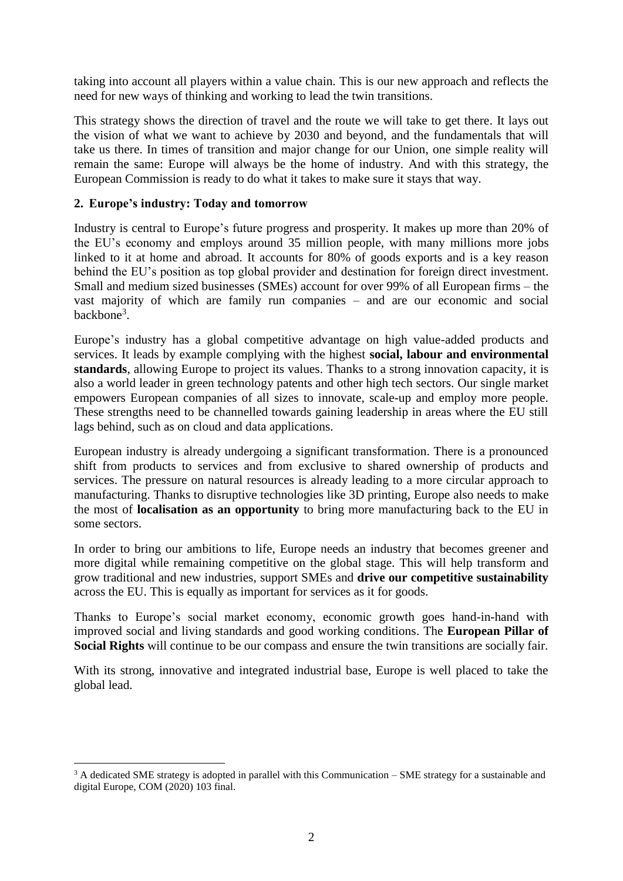taking into account all players within a value chain. This is our new approach and reflects the need for new ways of thinking and working to lead the twin transitions.

This strategy shows the direction of travel and the route we will take to get there. It lays out the vision of what we want to achieve by 2030 and beyond, and the fundamentals that will take us there. In times of transition and major change for our Union, one simple reality will remain the same: Europe will always be the home of industry. And with this strategy, the European Commission is ready to do what it takes to make sure it stays that way.

## 2. Europe's industry: Today and tomorrow

Industry is central to Europe's future progress and prosperity. It makes up more than 20% of the EU's economy and employs around 35 million people, with many millions more jobs linked to it at home and abroad. It accounts for 80% of goods exports and is a key reason behind the EU's position as top global provider and destination for foreign direct investment. Small and medium sized businesses (SMEs) account for over 99% of all European firms – the vast majority of which are family run companies – and are our economic and social backbone[3].

Europe's industry has a global competitive advantage on high value-added products and services. It leads by example complying with the highest **social, labour and environmental standards**, allowing Europe to project its values. Thanks to a strong innovation capacity, it is also a world leader in green technology patents and other high tech sectors. Our single market empowers European companies of all sizes to innovate, scale-up and employ more people. These strengths need to be channelled towards gaining leadership in areas where the EU still lags behind, such as on cloud and data applications.

European industry is already undergoing a significant transformation. There is a pronounced shift from products to services and from exclusive to shared ownership of products and services. The pressure on natural resources is already leading to a more circular approach to manufacturing. Thanks to disruptive technologies like 3D printing, Europe also needs to make the most of **localisation as an opportunity** to bring more manufacturing back to the EU in some sectors.

In order to bring our ambitions to life, Europe needs an industry that becomes greener and more digital while remaining competitive on the global stage. This will help transform and grow traditional and new industries, support SMEs and **drive our competitive sustainability** across the EU. This is equally as important for services as it for goods.

Thanks to Europe's social market economy, economic growth goes hand-in-hand with improved social and living standards and good working conditions. The **European Pillar of Social Rights** will continue to be our compass and ensure the twin transitions are socially fair.

With its strong, innovative and integrated industrial base, Europe is well placed to take the global lead.

---

[3] A dedicated SME strategy is adopted in parallel with this Communication – SME strategy for a sustainable and digital Europe, COM (2020) 103 final.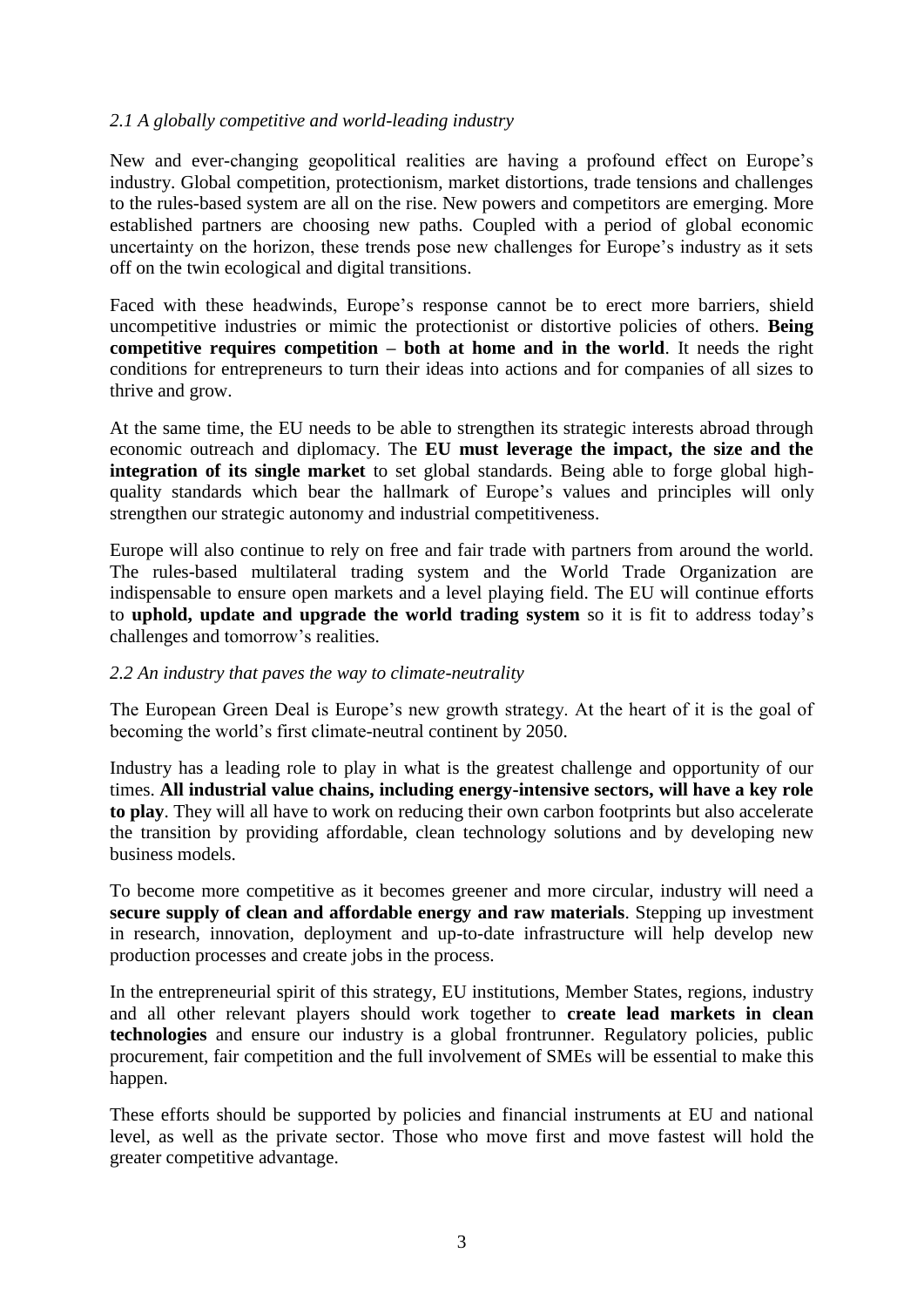*2.1 A globally competitive and world-leading industry*

New and ever-changing geopolitical realities are having a profound effect on Europe's industry. Global competition, protectionism, market distortions, trade tensions and challenges to the rules-based system are all on the rise. New powers and competitors are emerging. More established partners are choosing new paths. Coupled with a period of global economic uncertainty on the horizon, these trends pose new challenges for Europe's industry as it sets off on the twin ecological and digital transitions.

Faced with these headwinds, Europe's response cannot be to erect more barriers, shield uncompetitive industries or mimic the protectionist or distortive policies of others. **Being competitive requires competition – both at home and in the world**. It needs the right conditions for entrepreneurs to turn their ideas into actions and for companies of all sizes to thrive and grow.

At the same time, the EU needs to be able to strengthen its strategic interests abroad through economic outreach and diplomacy. The **EU must leverage the impact, the size and the integration of its single market** to set global standards. Being able to forge global high-quality standards which bear the hallmark of Europe's values and principles will only strengthen our strategic autonomy and industrial competitiveness.

Europe will also continue to rely on free and fair trade with partners from around the world. The rules-based multilateral trading system and the World Trade Organization are indispensable to ensure open markets and a level playing field. The EU will continue efforts to **uphold, update and upgrade the world trading system** so it is fit to address today's challenges and tomorrow's realities.

*2.2 An industry that paves the way to climate-neutrality*

The European Green Deal is Europe's new growth strategy. At the heart of it is the goal of becoming the world's first climate-neutral continent by 2050.

Industry has a leading role to play in what is the greatest challenge and opportunity of our times. **All industrial value chains, including energy-intensive sectors, will have a key role to play**. They will all have to work on reducing their own carbon footprints but also accelerate the transition by providing affordable, clean technology solutions and by developing new business models.

To become more competitive as it becomes greener and more circular, industry will need a **secure supply of clean and affordable energy and raw materials**. Stepping up investment in research, innovation, deployment and up-to-date infrastructure will help develop new production processes and create jobs in the process.

In the entrepreneurial spirit of this strategy, EU institutions, Member States, regions, industry and all other relevant players should work together to **create lead markets in clean technologies** and ensure our industry is a global frontrunner. Regulatory policies, public procurement, fair competition and the full involvement of SMEs will be essential to make this happen.

These efforts should be supported by policies and financial instruments at EU and national level, as well as the private sector. Those who move first and move fastest will hold the greater competitive advantage.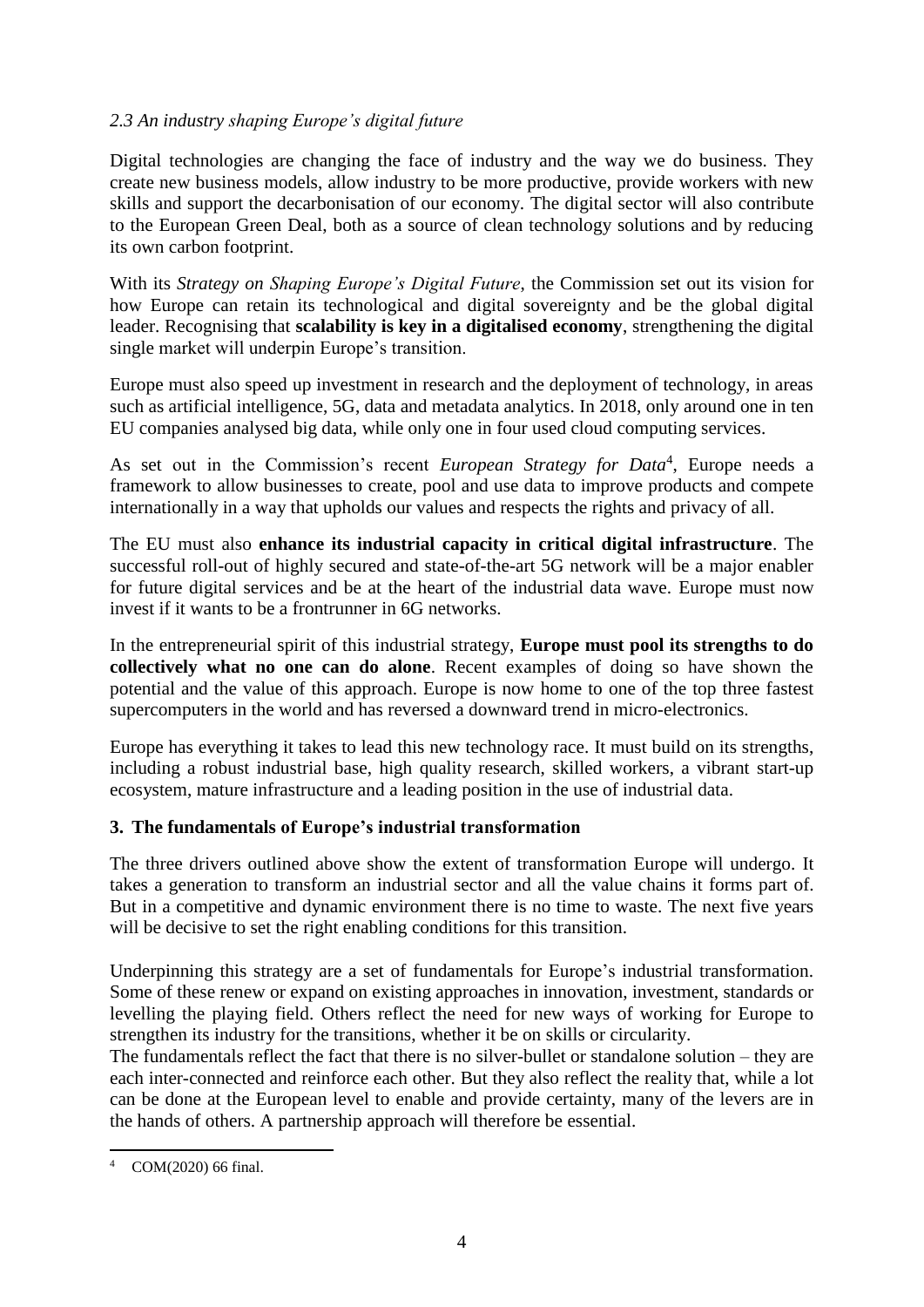### *2.3 An industry shaping Europe's digital future*

Digital technologies are changing the face of industry and the way we do business. They create new business models, allow industry to be more productive, provide workers with new skills and support the decarbonisation of our economy. The digital sector will also contribute to the European Green Deal, both as a source of clean technology solutions and by reducing its own carbon footprint.

With its *Strategy on Shaping Europe's Digital Future*, the Commission set out its vision for how Europe can retain its technological and digital sovereignty and be the global digital leader. Recognising that **scalability is key in a digitalised economy**, strengthening the digital single market will underpin Europe's transition.

Europe must also speed up investment in research and the deployment of technology, in areas such as artificial intelligence, 5G, data and metadata analytics. In 2018, only around one in ten EU companies analysed big data, while only one in four used cloud computing services.

As set out in the Commission's recent *European Strategy for Data*[4], Europe needs a framework to allow businesses to create, pool and use data to improve products and compete internationally in a way that upholds our values and respects the rights and privacy of all.

The EU must also **enhance its industrial capacity in critical digital infrastructure**. The successful roll-out of highly secured and state-of-the-art 5G network will be a major enabler for future digital services and be at the heart of the industrial data wave. Europe must now invest if it wants to be a frontrunner in 6G networks.

In the entrepreneurial spirit of this industrial strategy, **Europe must pool its strengths to do collectively what no one can do alone**. Recent examples of doing so have shown the potential and the value of this approach. Europe is now home to one of the top three fastest supercomputers in the world and has reversed a downward trend in micro-electronics.

Europe has everything it takes to lead this new technology race. It must build on its strengths, including a robust industrial base, high quality research, skilled workers, a vibrant start-up ecosystem, mature infrastructure and a leading position in the use of industrial data.

## 3. The fundamentals of Europe's industrial transformation

The three drivers outlined above show the extent of transformation Europe will undergo. It takes a generation to transform an industrial sector and all the value chains it forms part of. But in a competitive and dynamic environment there is no time to waste. The next five years will be decisive to set the right enabling conditions for this transition.

Underpinning this strategy are a set of fundamentals for Europe's industrial transformation. Some of these renew or expand on existing approaches in innovation, investment, standards or levelling the playing field. Others reflect the need for new ways of working for Europe to strengthen its industry for the transitions, whether it be on skills or circularity.

The fundamentals reflect the fact that there is no silver-bullet or standalone solution – they are each inter-connected and reinforce each other. But they also reflect the reality that, while a lot can be done at the European level to enable and provide certainty, many of the levers are in the hands of others. A partnership approach will therefore be essential.

[4] COM(2020) 66 final.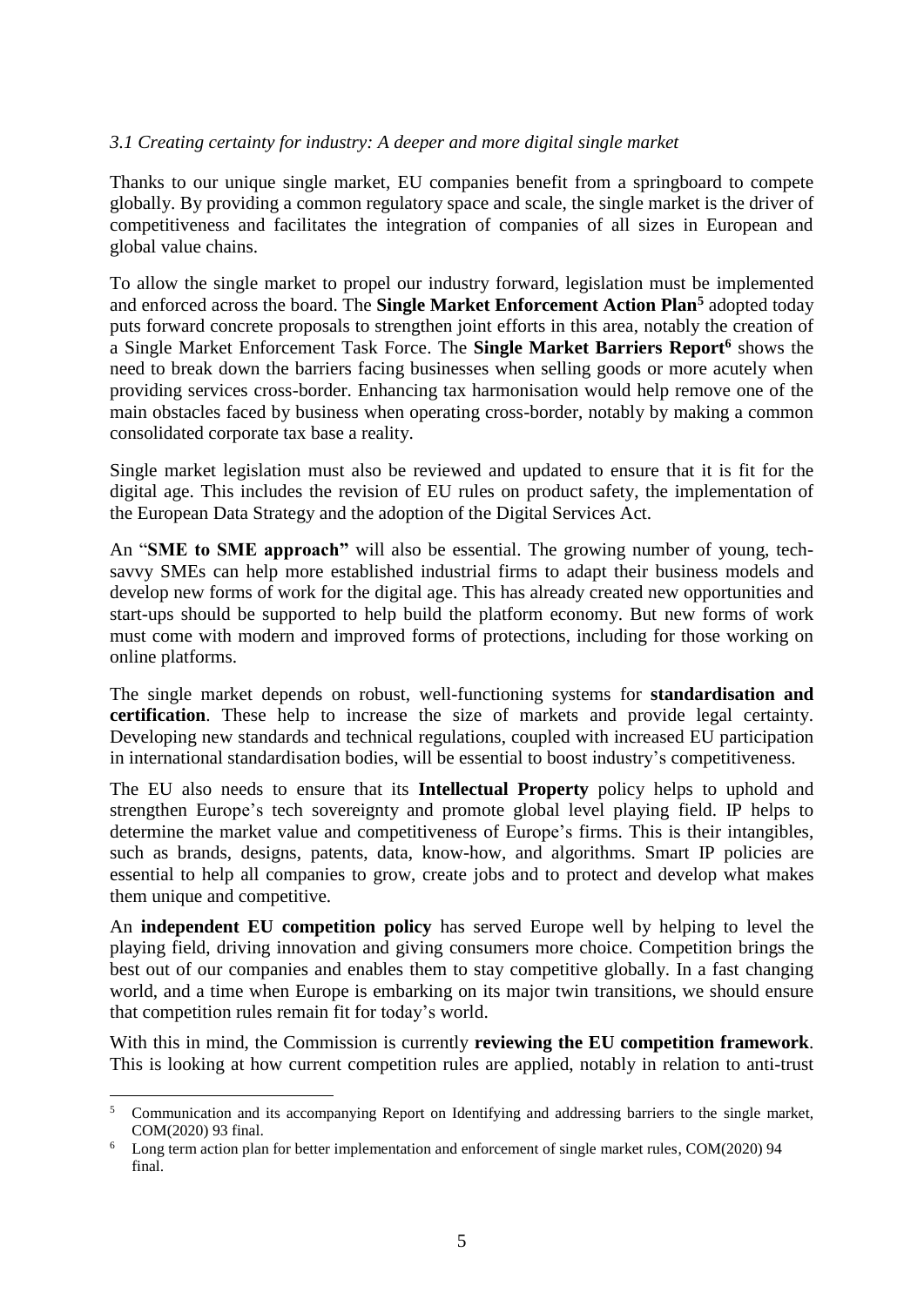*3.1 Creating certainty for industry: A deeper and more digital single market*

Thanks to our unique single market, EU companies benefit from a springboard to compete globally. By providing a common regulatory space and scale, the single market is the driver of competitiveness and facilitates the integration of companies of all sizes in European and global value chains.

To allow the single market to propel our industry forward, legislation must be implemented and enforced across the board. The **Single Market Enforcement Action Plan**[5] adopted today puts forward concrete proposals to strengthen joint efforts in this area, notably the creation of a Single Market Enforcement Task Force. The **Single Market Barriers Report**[6] shows the need to break down the barriers facing businesses when selling goods or more acutely when providing services cross-border. Enhancing tax harmonisation would help remove one of the main obstacles faced by business when operating cross-border, notably by making a common consolidated corporate tax base a reality.

Single market legislation must also be reviewed and updated to ensure that it is fit for the digital age. This includes the revision of EU rules on product safety, the implementation of the European Data Strategy and the adoption of the Digital Services Act.

An "**SME to SME approach"** will also be essential. The growing number of young, tech-savvy SMEs can help more established industrial firms to adapt their business models and develop new forms of work for the digital age. This has already created new opportunities and start-ups should be supported to help build the platform economy. But new forms of work must come with modern and improved forms of protections, including for those working on online platforms.

The single market depends on robust, well-functioning systems for **standardisation and certification**. These help to increase the size of markets and provide legal certainty. Developing new standards and technical regulations, coupled with increased EU participation in international standardisation bodies, will be essential to boost industry's competitiveness.

The EU also needs to ensure that its **Intellectual Property** policy helps to uphold and strengthen Europe's tech sovereignty and promote global level playing field. IP helps to determine the market value and competitiveness of Europe's firms. This is their intangibles, such as brands, designs, patents, data, know-how, and algorithms. Smart IP policies are essential to help all companies to grow, create jobs and to protect and develop what makes them unique and competitive.

An **independent EU competition policy** has served Europe well by helping to level the playing field, driving innovation and giving consumers more choice. Competition brings the best out of our companies and enables them to stay competitive globally. In a fast changing world, and a time when Europe is embarking on its major twin transitions, we should ensure that competition rules remain fit for today's world.

With this in mind, the Commission is currently **reviewing the EU competition framework**. This is looking at how current competition rules are applied, notably in relation to anti-trust

---

[5] Communication and its accompanying Report on Identifying and addressing barriers to the single market, COM(2020) 93 final.

[6] Long term action plan for better implementation and enforcement of single market rules, COM(2020) 94 final.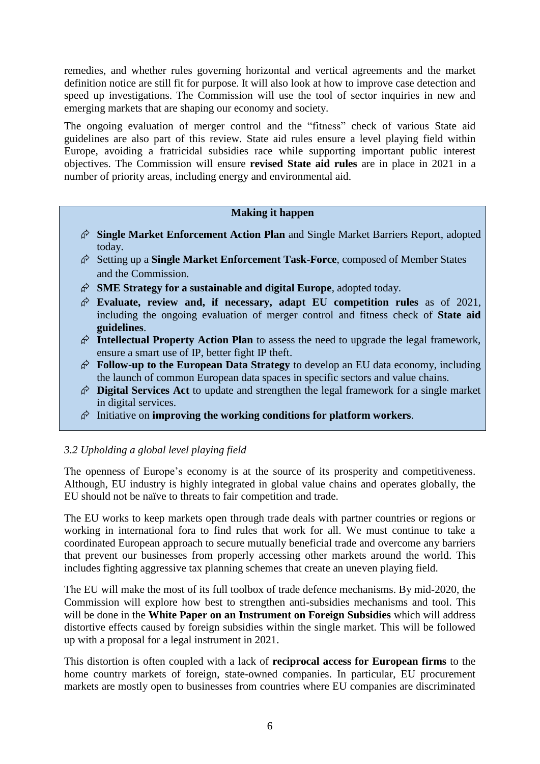remedies, and whether rules governing horizontal and vertical agreements and the market definition notice are still fit for purpose. It will also look at how to improve case detection and speed up investigations. The Commission will use the tool of sector inquiries in new and emerging markets that are shaping our economy and society.

The ongoing evaluation of merger control and the "fitness" check of various State aid guidelines are also part of this review. State aid rules ensure a level playing field within Europe, avoiding a fratricidal subsidies race while supporting important public interest objectives. The Commission will ensure **revised State aid rules** are in place in 2021 in a number of priority areas, including energy and environmental aid.

**Making it happen**

- **Single Market Enforcement Action Plan** and Single Market Barriers Report, adopted today.
- Setting up a **Single Market Enforcement Task-Force**, composed of Member States and the Commission.
- **SME Strategy for a sustainable and digital Europe**, adopted today.
- **Evaluate, review and, if necessary, adapt EU competition rules** as of 2021, including the ongoing evaluation of merger control and fitness check of **State aid guidelines**.
- **Intellectual Property Action Plan** to assess the need to upgrade the legal framework, ensure a smart use of IP, better fight IP theft.
- **Follow-up to the European Data Strategy** to develop an EU data economy, including the launch of common European data spaces in specific sectors and value chains.
- **Digital Services Act** to update and strengthen the legal framework for a single market in digital services.
- Initiative on **improving the working conditions for platform workers**.

### *3.2 Upholding a global level playing field*

The openness of Europe's economy is at the source of its prosperity and competitiveness. Although, EU industry is highly integrated in global value chains and operates globally, the EU should not be naïve to threats to fair competition and trade.

The EU works to keep markets open through trade deals with partner countries or regions or working in international fora to find rules that work for all. We must continue to take a coordinated European approach to secure mutually beneficial trade and overcome any barriers that prevent our businesses from properly accessing other markets around the world. This includes fighting aggressive tax planning schemes that create an uneven playing field.

The EU will make the most of its full toolbox of trade defence mechanisms. By mid-2020, the Commission will explore how best to strengthen anti-subsidies mechanisms and tool. This will be done in the **White Paper on an Instrument on Foreign Subsidies** which will address distortive effects caused by foreign subsidies within the single market. This will be followed up with a proposal for a legal instrument in 2021.

This distortion is often coupled with a lack of **reciprocal access for European firms** to the home country markets of foreign, state-owned companies. In particular, EU procurement markets are mostly open to businesses from countries where EU companies are discriminated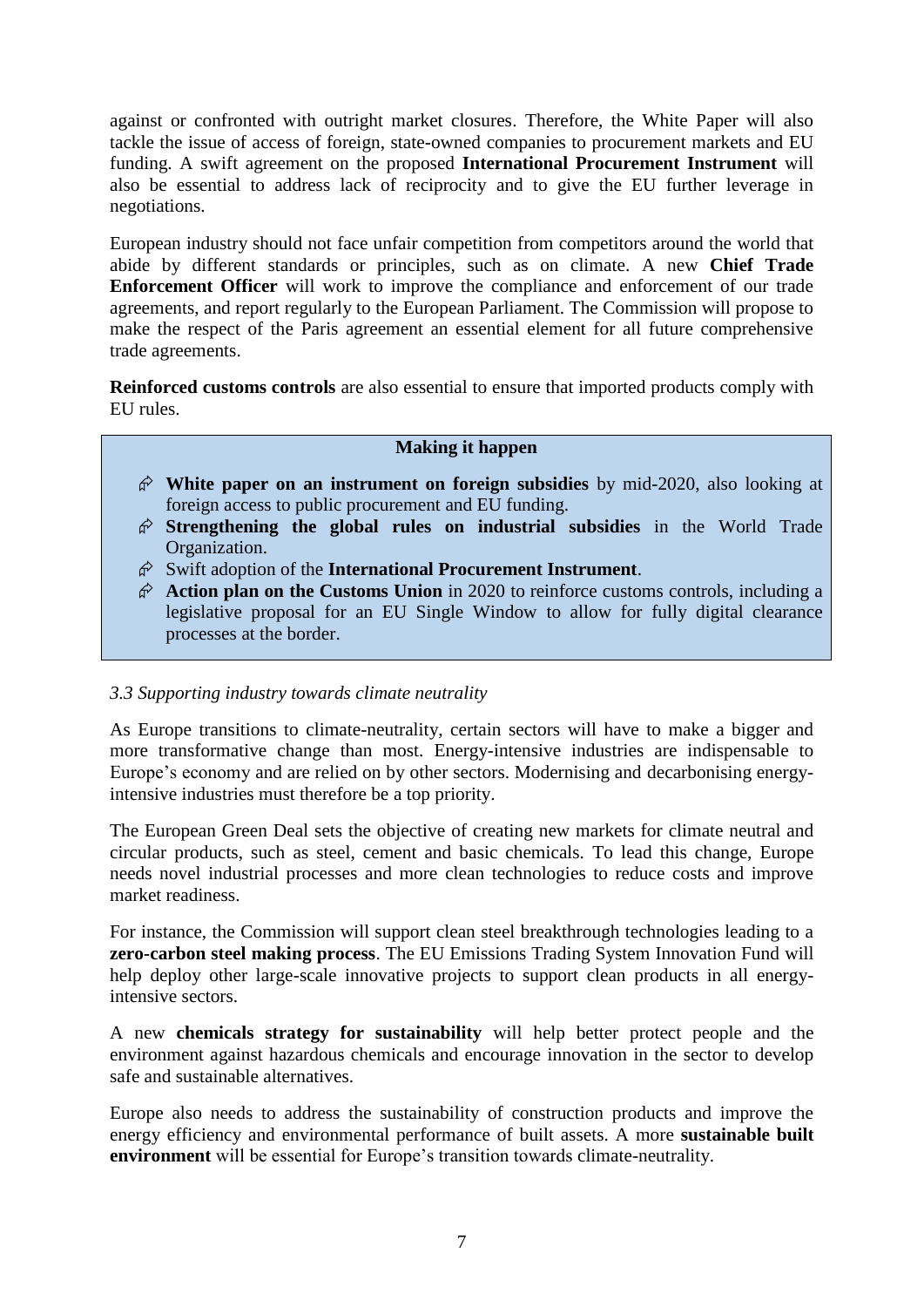against or confronted with outright market closures. Therefore, the White Paper will also tackle the issue of access of foreign, state-owned companies to procurement markets and EU funding. A swift agreement on the proposed **International Procurement Instrument** will also be essential to address lack of reciprocity and to give the EU further leverage in negotiations.

European industry should not face unfair competition from competitors around the world that abide by different standards or principles, such as on climate. A new **Chief Trade Enforcement Officer** will work to improve the compliance and enforcement of our trade agreements, and report regularly to the European Parliament. The Commission will propose to make the respect of the Paris agreement an essential element for all future comprehensive trade agreements.

**Reinforced customs controls** are also essential to ensure that imported products comply with EU rules.

**Making it happen**

- **White paper on an instrument on foreign subsidies** by mid-2020, also looking at foreign access to public procurement and EU funding.
- **Strengthening the global rules on industrial subsidies** in the World Trade Organization.
- Swift adoption of the **International Procurement Instrument**.
- **Action plan on the Customs Union** in 2020 to reinforce customs controls, including a legislative proposal for an EU Single Window to allow for fully digital clearance processes at the border.

### *3.3 Supporting industry towards climate neutrality*

As Europe transitions to climate-neutrality, certain sectors will have to make a bigger and more transformative change than most. Energy-intensive industries are indispensable to Europe's economy and are relied on by other sectors. Modernising and decarbonising energy-intensive industries must therefore be a top priority.

The European Green Deal sets the objective of creating new markets for climate neutral and circular products, such as steel, cement and basic chemicals. To lead this change, Europe needs novel industrial processes and more clean technologies to reduce costs and improve market readiness.

For instance, the Commission will support clean steel breakthrough technologies leading to a **zero-carbon steel making process**. The EU Emissions Trading System Innovation Fund will help deploy other large-scale innovative projects to support clean products in all energy-intensive sectors.

A new **chemicals strategy for sustainability** will help better protect people and the environment against hazardous chemicals and encourage innovation in the sector to develop safe and sustainable alternatives.

Europe also needs to address the sustainability of construction products and improve the energy efficiency and environmental performance of built assets. A more **sustainable built environment** will be essential for Europe's transition towards climate-neutrality.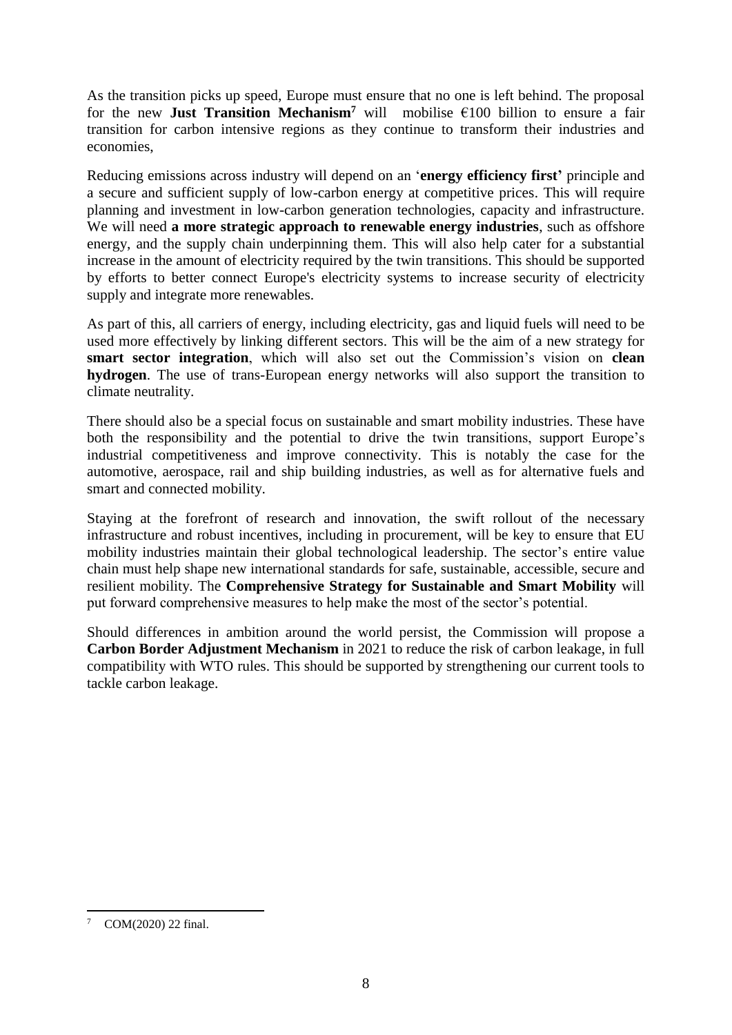As the transition picks up speed, Europe must ensure that no one is left behind. The proposal for the new **Just Transition Mechanism**[7] will mobilise €100 billion to ensure a fair transition for carbon intensive regions as they continue to transform their industries and economies,

Reducing emissions across industry will depend on an '**energy efficiency first'** principle and a secure and sufficient supply of low-carbon energy at competitive prices. This will require planning and investment in low-carbon generation technologies, capacity and infrastructure. We will need **a more strategic approach to renewable energy industries**, such as offshore energy, and the supply chain underpinning them. This will also help cater for a substantial increase in the amount of electricity required by the twin transitions. This should be supported by efforts to better connect Europe's electricity systems to increase security of electricity supply and integrate more renewables.

As part of this, all carriers of energy, including electricity, gas and liquid fuels will need to be used more effectively by linking different sectors. This will be the aim of a new strategy for **smart sector integration**, which will also set out the Commission's vision on **clean hydrogen**. The use of trans-European energy networks will also support the transition to climate neutrality.

There should also be a special focus on sustainable and smart mobility industries. These have both the responsibility and the potential to drive the twin transitions, support Europe's industrial competitiveness and improve connectivity. This is notably the case for the automotive, aerospace, rail and ship building industries, as well as for alternative fuels and smart and connected mobility.

Staying at the forefront of research and innovation, the swift rollout of the necessary infrastructure and robust incentives, including in procurement, will be key to ensure that EU mobility industries maintain their global technological leadership. The sector's entire value chain must help shape new international standards for safe, sustainable, accessible, secure and resilient mobility. The **Comprehensive Strategy for Sustainable and Smart Mobility** will put forward comprehensive measures to help make the most of the sector's potential.

Should differences in ambition around the world persist, the Commission will propose a **Carbon Border Adjustment Mechanism** in 2021 to reduce the risk of carbon leakage, in full compatibility with WTO rules. This should be supported by strengthening our current tools to tackle carbon leakage.

---

[7] COM(2020) 22 final.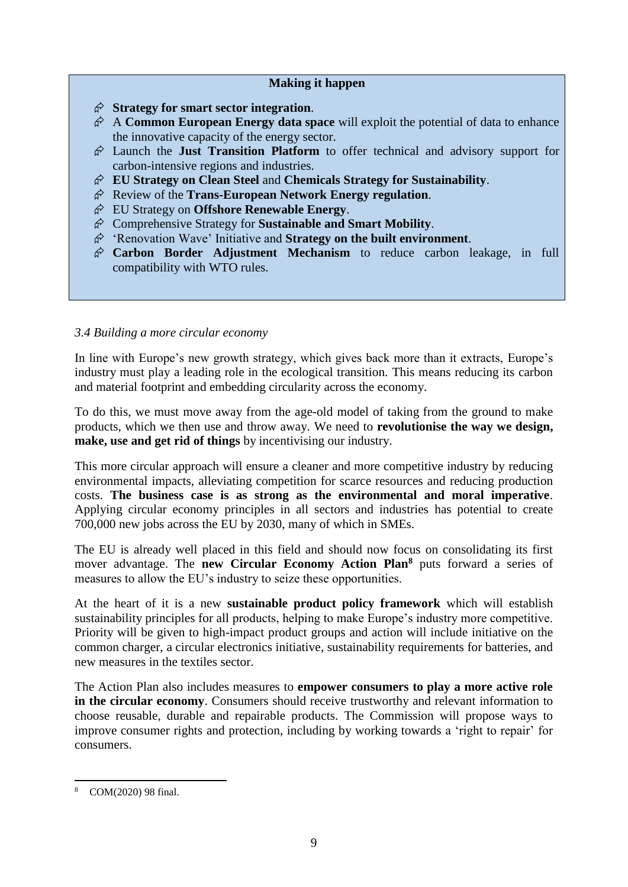**Making it happen**

- **Strategy for smart sector integration**.
- A **Common European Energy data space** will exploit the potential of data to enhance the innovative capacity of the energy sector.
- Launch the **Just Transition Platform** to offer technical and advisory support for carbon-intensive regions and industries.
- **EU Strategy on Clean Steel** and **Chemicals Strategy for Sustainability**.
- Review of the **Trans-European Network Energy regulation**.
- EU Strategy on **Offshore Renewable Energy**.
- Comprehensive Strategy for **Sustainable and Smart Mobility**.
- 'Renovation Wave' Initiative and **Strategy on the built environment**.
- **Carbon Border Adjustment Mechanism** to reduce carbon leakage, in full compatibility with WTO rules.

### *3.4 Building a more circular economy*

In line with Europe's new growth strategy, which gives back more than it extracts, Europe's industry must play a leading role in the ecological transition. This means reducing its carbon and material footprint and embedding circularity across the economy.

To do this, we must move away from the age-old model of taking from the ground to make products, which we then use and throw away. We need to **revolutionise the way we design, make, use and get rid of things** by incentivising our industry.

This more circular approach will ensure a cleaner and more competitive industry by reducing environmental impacts, alleviating competition for scarce resources and reducing production costs. **The business case is as strong as the environmental and moral imperative**. Applying circular economy principles in all sectors and industries has potential to create 700,000 new jobs across the EU by 2030, many of which in SMEs.

The EU is already well placed in this field and should now focus on consolidating its first mover advantage. The **new Circular Economy Action Plan**[8] puts forward a series of measures to allow the EU's industry to seize these opportunities.

At the heart of it is a new **sustainable product policy framework** which will establish sustainability principles for all products, helping to make Europe's industry more competitive. Priority will be given to high-impact product groups and action will include initiative on the common charger, a circular electronics initiative, sustainability requirements for batteries, and new measures in the textiles sector.

The Action Plan also includes measures to **empower consumers to play a more active role in the circular economy**. Consumers should receive trustworthy and relevant information to choose reusable, durable and repairable products. The Commission will propose ways to improve consumer rights and protection, including by working towards a 'right to repair' for consumers.

[8] COM(2020) 98 final.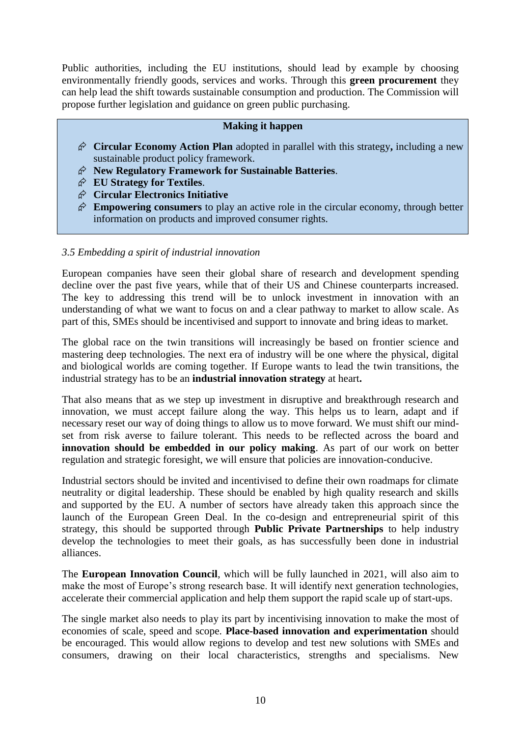Public authorities, including the EU institutions, should lead by example by choosing environmentally friendly goods, services and works. Through this **green procurement** they can help lead the shift towards sustainable consumption and production. The Commission will propose further legislation and guidance on green public purchasing.

**Making it happen**

- **Circular Economy Action Plan** adopted in parallel with this strategy**,** including a new sustainable product policy framework.
- **New Regulatory Framework for Sustainable Batteries**.
- **EU Strategy for Textiles**.
- **Circular Electronics Initiative**
- **Empowering consumers** to play an active role in the circular economy, through better information on products and improved consumer rights.

### *3.5 Embedding a spirit of industrial innovation*

European companies have seen their global share of research and development spending decline over the past five years, while that of their US and Chinese counterparts increased. The key to addressing this trend will be to unlock investment in innovation with an understanding of what we want to focus on and a clear pathway to market to allow scale. As part of this, SMEs should be incentivised and support to innovate and bring ideas to market.

The global race on the twin transitions will increasingly be based on frontier science and mastering deep technologies. The next era of industry will be one where the physical, digital and biological worlds are coming together. If Europe wants to lead the twin transitions, the industrial strategy has to be an **industrial innovation strategy** at heart**.**

That also means that as we step up investment in disruptive and breakthrough research and innovation, we must accept failure along the way. This helps us to learn, adapt and if necessary reset our way of doing things to allow us to move forward. We must shift our mind-set from risk averse to failure tolerant. This needs to be reflected across the board and **innovation should be embedded in our policy making**. As part of our work on better regulation and strategic foresight, we will ensure that policies are innovation-conducive.

Industrial sectors should be invited and incentivised to define their own roadmaps for climate neutrality or digital leadership. These should be enabled by high quality research and skills and supported by the EU. A number of sectors have already taken this approach since the launch of the European Green Deal. In the co-design and entrepreneurial spirit of this strategy, this should be supported through **Public Private Partnerships** to help industry develop the technologies to meet their goals, as has successfully been done in industrial alliances.

The **European Innovation Council**, which will be fully launched in 2021, will also aim to make the most of Europe's strong research base. It will identify next generation technologies, accelerate their commercial application and help them support the rapid scale up of start-ups.

The single market also needs to play its part by incentivising innovation to make the most of economies of scale, speed and scope. **Place-based innovation and experimentation** should be encouraged. This would allow regions to develop and test new solutions with SMEs and consumers, drawing on their local characteristics, strengths and specialisms. New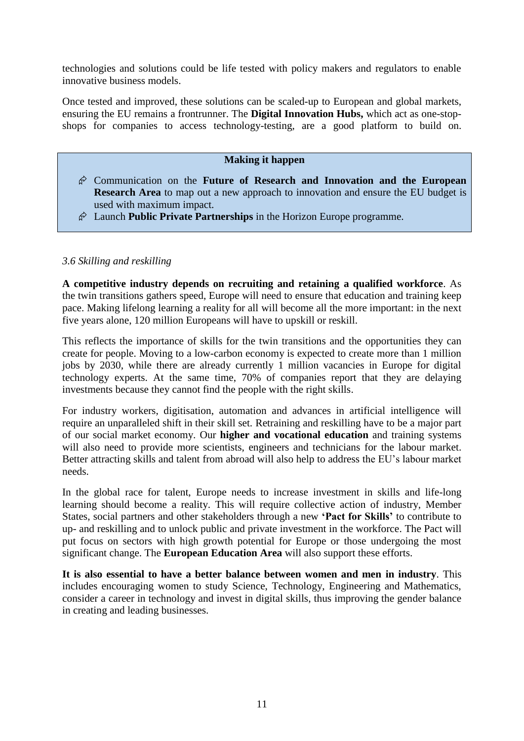technologies and solutions could be life tested with policy makers and regulators to enable innovative business models.

Once tested and improved, these solutions can be scaled-up to European and global markets, ensuring the EU remains a frontrunner. The **Digital Innovation Hubs,** which act as one-stop-shops for companies to access technology-testing, are a good platform to build on.

**Making it happen**

- Communication on the **Future of Research and Innovation and the European Research Area** to map out a new approach to innovation and ensure the EU budget is used with maximum impact.
- Launch **Public Private Partnerships** in the Horizon Europe programme.

### *3.6 Skilling and reskilling*

**A competitive industry depends on recruiting and retaining a qualified workforce**. As the twin transitions gathers speed, Europe will need to ensure that education and training keep pace. Making lifelong learning a reality for all will become all the more important: in the next five years alone, 120 million Europeans will have to upskill or reskill.

This reflects the importance of skills for the twin transitions and the opportunities they can create for people. Moving to a low-carbon economy is expected to create more than 1 million jobs by 2030, while there are already currently 1 million vacancies in Europe for digital technology experts. At the same time, 70% of companies report that they are delaying investments because they cannot find the people with the right skills.

For industry workers, digitisation, automation and advances in artificial intelligence will require an unparalleled shift in their skill set. Retraining and reskilling have to be a major part of our social market economy. Our **higher and vocational education** and training systems will also need to provide more scientists, engineers and technicians for the labour market. Better attracting skills and talent from abroad will also help to address the EU's labour market needs.

In the global race for talent, Europe needs to increase investment in skills and life-long learning should become a reality. This will require collective action of industry, Member States, social partners and other stakeholders through a new **'Pact for Skills'** to contribute to up- and reskilling and to unlock public and private investment in the workforce. The Pact will put focus on sectors with high growth potential for Europe or those undergoing the most significant change. The **European Education Area** will also support these efforts.

**It is also essential to have a better balance between women and men in industry**. This includes encouraging women to study Science, Technology, Engineering and Mathematics, consider a career in technology and invest in digital skills, thus improving the gender balance in creating and leading businesses.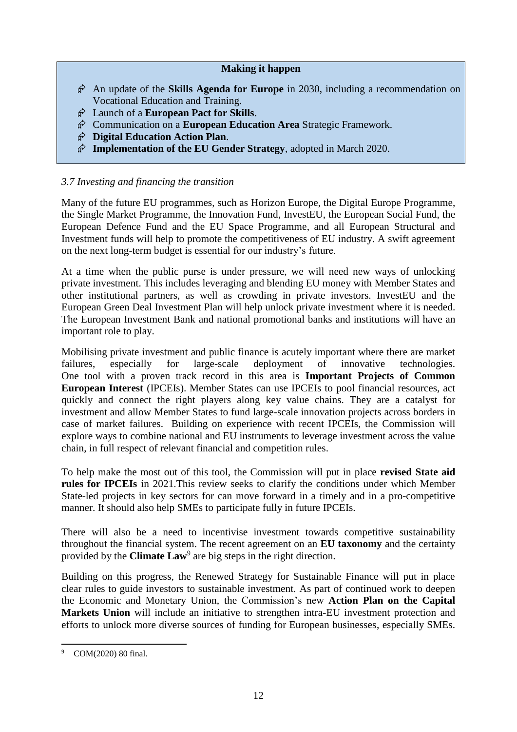**Making it happen**

- An update of the **Skills Agenda for Europe** in 2030, including a recommendation on Vocational Education and Training.
- Launch of a **European Pact for Skills**.
- Communication on a **European Education Area** Strategic Framework.
- **Digital Education Action Plan**.
- **Implementation of the EU Gender Strategy**, adopted in March 2020.

### *3.7 Investing and financing the transition*

Many of the future EU programmes, such as Horizon Europe, the Digital Europe Programme, the Single Market Programme, the Innovation Fund, InvestEU, the European Social Fund, the European Defence Fund and the EU Space Programme, and all European Structural and Investment funds will help to promote the competitiveness of EU industry. A swift agreement on the next long-term budget is essential for our industry's future.

At a time when the public purse is under pressure, we will need new ways of unlocking private investment. This includes leveraging and blending EU money with Member States and other institutional partners, as well as crowding in private investors. InvestEU and the European Green Deal Investment Plan will help unlock private investment where it is needed. The European Investment Bank and national promotional banks and institutions will have an important role to play.

Mobilising private investment and public finance is acutely important where there are market failures, especially for large-scale deployment of innovative technologies. One tool with a proven track record in this area is **Important Projects of Common European Interest** (IPCEIs). Member States can use IPCEIs to pool financial resources, act quickly and connect the right players along key value chains. They are a catalyst for investment and allow Member States to fund large-scale innovation projects across borders in case of market failures. Building on experience with recent IPCEIs, the Commission will explore ways to combine national and EU instruments to leverage investment across the value chain, in full respect of relevant financial and competition rules.

To help make the most out of this tool, the Commission will put in place **revised State aid rules for IPCEIs** in 2021.This review seeks to clarify the conditions under which Member State-led projects in key sectors for can move forward in a timely and in a pro-competitive manner. It should also help SMEs to participate fully in future IPCEIs.

There will also be a need to incentivise investment towards competitive sustainability throughout the financial system. The recent agreement on an **EU taxonomy** and the certainty provided by the **Climate Law**[9] are big steps in the right direction.

Building on this progress, the Renewed Strategy for Sustainable Finance will put in place clear rules to guide investors to sustainable investment. As part of continued work to deepen the Economic and Monetary Union, the Commission's new **Action Plan on the Capital Markets Union** will include an initiative to strengthen intra-EU investment protection and efforts to unlock more diverse sources of funding for European businesses, especially SMEs.

---

[9] COM(2020) 80 final.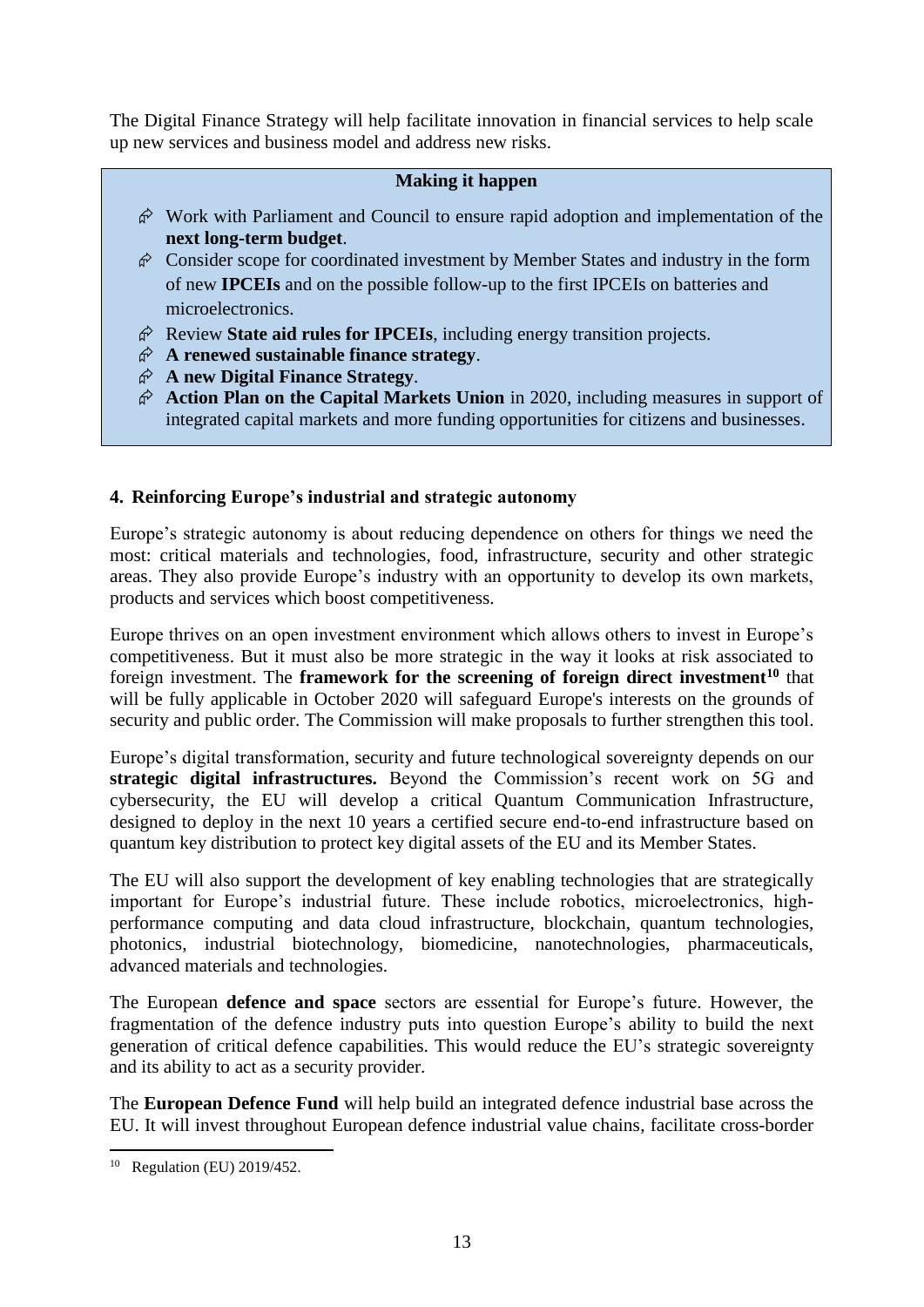The Digital Finance Strategy will help facilitate innovation in financial services to help scale up new services and business model and address new risks.

**Making it happen**

- Work with Parliament and Council to ensure rapid adoption and implementation of the **next long-term budget**.
- Consider scope for coordinated investment by Member States and industry in the form of new **IPCEIs** and on the possible follow-up to the first IPCEIs on batteries and microelectronics.
- Review **State aid rules for IPCEIs**, including energy transition projects.
- **A renewed sustainable finance strategy**.
- **A new Digital Finance Strategy**.
- **Action Plan on the Capital Markets Union** in 2020, including measures in support of integrated capital markets and more funding opportunities for citizens and businesses.

## 4. Reinforcing Europe's industrial and strategic autonomy

Europe's strategic autonomy is about reducing dependence on others for things we need the most: critical materials and technologies, food, infrastructure, security and other strategic areas. They also provide Europe's industry with an opportunity to develop its own markets, products and services which boost competitiveness.

Europe thrives on an open investment environment which allows others to invest in Europe's competitiveness. But it must also be more strategic in the way it looks at risk associated to foreign investment. The **framework for the screening of foreign direct investment**[10] that will be fully applicable in October 2020 will safeguard Europe's interests on the grounds of security and public order. The Commission will make proposals to further strengthen this tool.

Europe's digital transformation, security and future technological sovereignty depends on our **strategic digital infrastructures.** Beyond the Commission's recent work on 5G and cybersecurity, the EU will develop a critical Quantum Communication Infrastructure, designed to deploy in the next 10 years a certified secure end-to-end infrastructure based on quantum key distribution to protect key digital assets of the EU and its Member States.

The EU will also support the development of key enabling technologies that are strategically important for Europe's industrial future. These include robotics, microelectronics, high-performance computing and data cloud infrastructure, blockchain, quantum technologies, photonics, industrial biotechnology, biomedicine, nanotechnologies, pharmaceuticals, advanced materials and technologies.

The European **defence and space** sectors are essential for Europe's future. However, the fragmentation of the defence industry puts into question Europe's ability to build the next generation of critical defence capabilities. This would reduce the EU's strategic sovereignty and its ability to act as a security provider.

The **European Defence Fund** will help build an integrated defence industrial base across the EU. It will invest throughout European defence industrial value chains, facilitate cross-border

[10] Regulation (EU) 2019/452.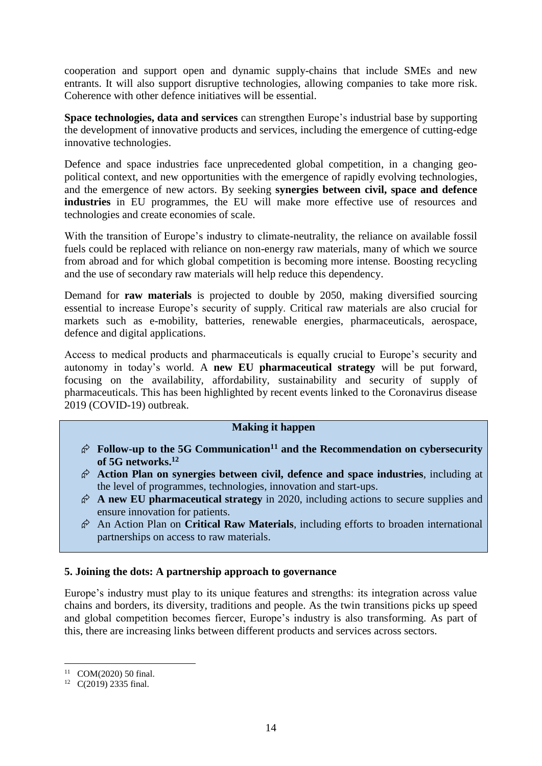cooperation and support open and dynamic supply-chains that include SMEs and new entrants. It will also support disruptive technologies, allowing companies to take more risk. Coherence with other defence initiatives will be essential.

**Space technologies, data and services** can strengthen Europe's industrial base by supporting the development of innovative products and services, including the emergence of cutting-edge innovative technologies.

Defence and space industries face unprecedented global competition, in a changing geo-political context, and new opportunities with the emergence of rapidly evolving technologies, and the emergence of new actors. By seeking **synergies between civil, space and defence industries** in EU programmes, the EU will make more effective use of resources and technologies and create economies of scale.

With the transition of Europe's industry to climate-neutrality, the reliance on available fossil fuels could be replaced with reliance on non-energy raw materials, many of which we source from abroad and for which global competition is becoming more intense. Boosting recycling and the use of secondary raw materials will help reduce this dependency.

Demand for **raw materials** is projected to double by 2050, making diversified sourcing essential to increase Europe's security of supply. Critical raw materials are also crucial for markets such as e-mobility, batteries, renewable energies, pharmaceuticals, aerospace, defence and digital applications.

Access to medical products and pharmaceuticals is equally crucial to Europe's security and autonomy in today's world. A **new EU pharmaceutical strategy** will be put forward, focusing on the availability, affordability, sustainability and security of supply of pharmaceuticals. This has been highlighted by recent events linked to the Coronavirus disease 2019 (COVID-19) outbreak.

**Making it happen**

- **Follow-up to the 5G Communication[11] and the Recommendation on cybersecurity of 5G networks.[12]**
- **Action Plan on synergies between civil, defence and space industries**, including at the level of programmes, technologies, innovation and start-ups.
- **A new EU pharmaceutical strategy** in 2020, including actions to secure supplies and ensure innovation for patients.
- An Action Plan on **Critical Raw Materials**, including efforts to broaden international partnerships on access to raw materials.

### 5. Joining the dots: A partnership approach to governance

Europe's industry must play to its unique features and strengths: its integration across value chains and borders, its diversity, traditions and people. As the twin transitions picks up speed and global competition becomes fiercer, Europe's industry is also transforming. As part of this, there are increasing links between different products and services across sectors.

---

[11] COM(2020) 50 final.

[12] C(2019) 2335 final.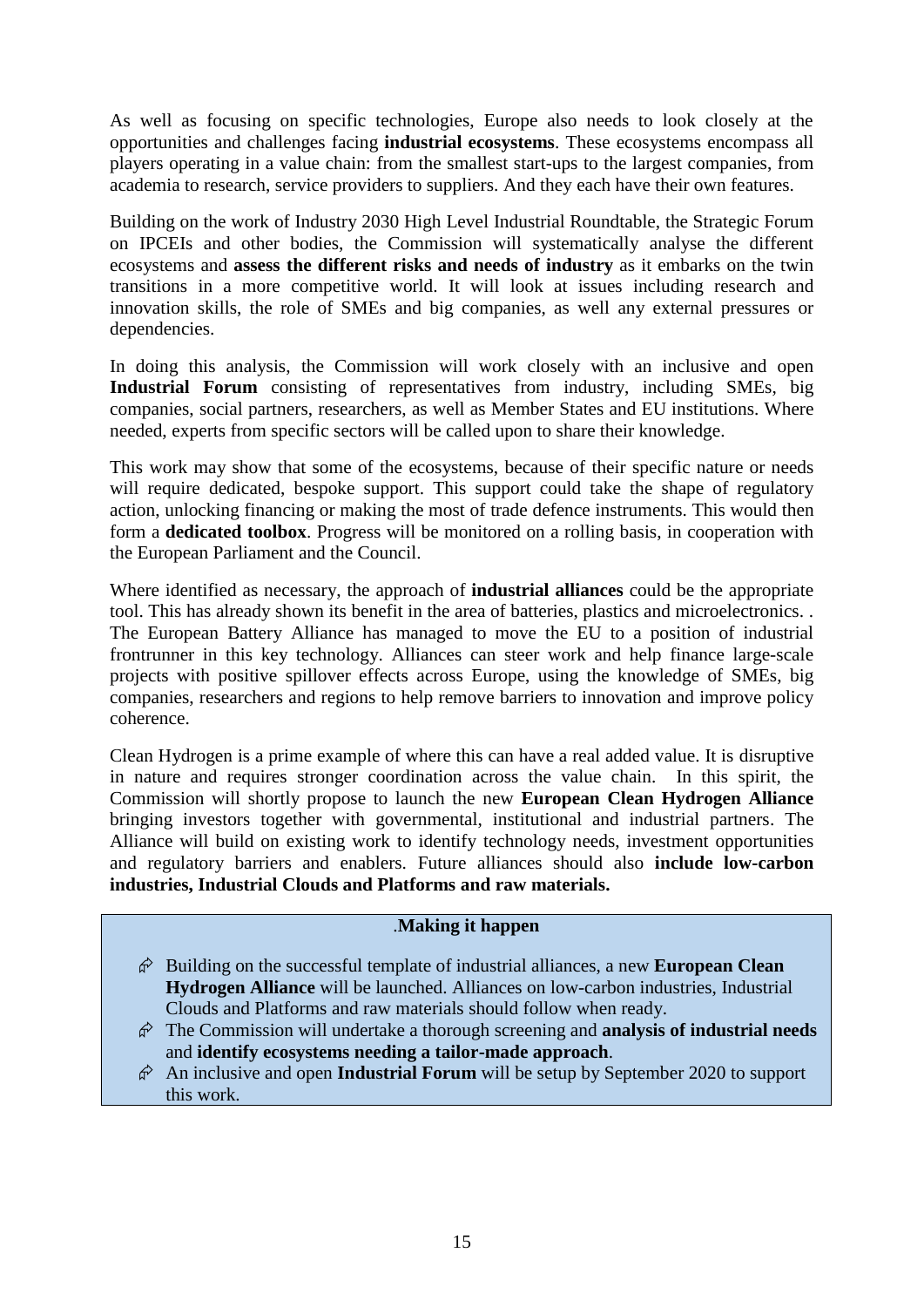As well as focusing on specific technologies, Europe also needs to look closely at the opportunities and challenges facing **industrial ecosystems**. These ecosystems encompass all players operating in a value chain: from the smallest start-ups to the largest companies, from academia to research, service providers to suppliers. And they each have their own features.

Building on the work of Industry 2030 High Level Industrial Roundtable, the Strategic Forum on IPCEIs and other bodies, the Commission will systematically analyse the different ecosystems and **assess the different risks and needs of industry** as it embarks on the twin transitions in a more competitive world. It will look at issues including research and innovation skills, the role of SMEs and big companies, as well any external pressures or dependencies.

In doing this analysis, the Commission will work closely with an inclusive and open **Industrial Forum** consisting of representatives from industry, including SMEs, big companies, social partners, researchers, as well as Member States and EU institutions. Where needed, experts from specific sectors will be called upon to share their knowledge.

This work may show that some of the ecosystems, because of their specific nature or needs will require dedicated, bespoke support. This support could take the shape of regulatory action, unlocking financing or making the most of trade defence instruments. This would then form a **dedicated toolbox**. Progress will be monitored on a rolling basis, in cooperation with the European Parliament and the Council.

Where identified as necessary, the approach of **industrial alliances** could be the appropriate tool. This has already shown its benefit in the area of batteries, plastics and microelectronics. . The European Battery Alliance has managed to move the EU to a position of industrial frontrunner in this key technology. Alliances can steer work and help finance large-scale projects with positive spillover effects across Europe, using the knowledge of SMEs, big companies, researchers and regions to help remove barriers to innovation and improve policy coherence.

Clean Hydrogen is a prime example of where this can have a real added value. It is disruptive in nature and requires stronger coordination across the value chain. In this spirit, the Commission will shortly propose to launch the new **European Clean Hydrogen Alliance** bringing investors together with governmental, institutional and industrial partners. The Alliance will build on existing work to identify technology needs, investment opportunities and regulatory barriers and enablers. Future alliances should also **include low-carbon industries, Industrial Clouds and Platforms and raw materials.**

.**Making it happen**

- Building on the successful template of industrial alliances, a new **European Clean Hydrogen Alliance** will be launched. Alliances on low-carbon industries, Industrial Clouds and Platforms and raw materials should follow when ready.
- The Commission will undertake a thorough screening and **analysis of industrial needs** and **identify ecosystems needing a tailor-made approach**.
- An inclusive and open **Industrial Forum** will be setup by September 2020 to support this work.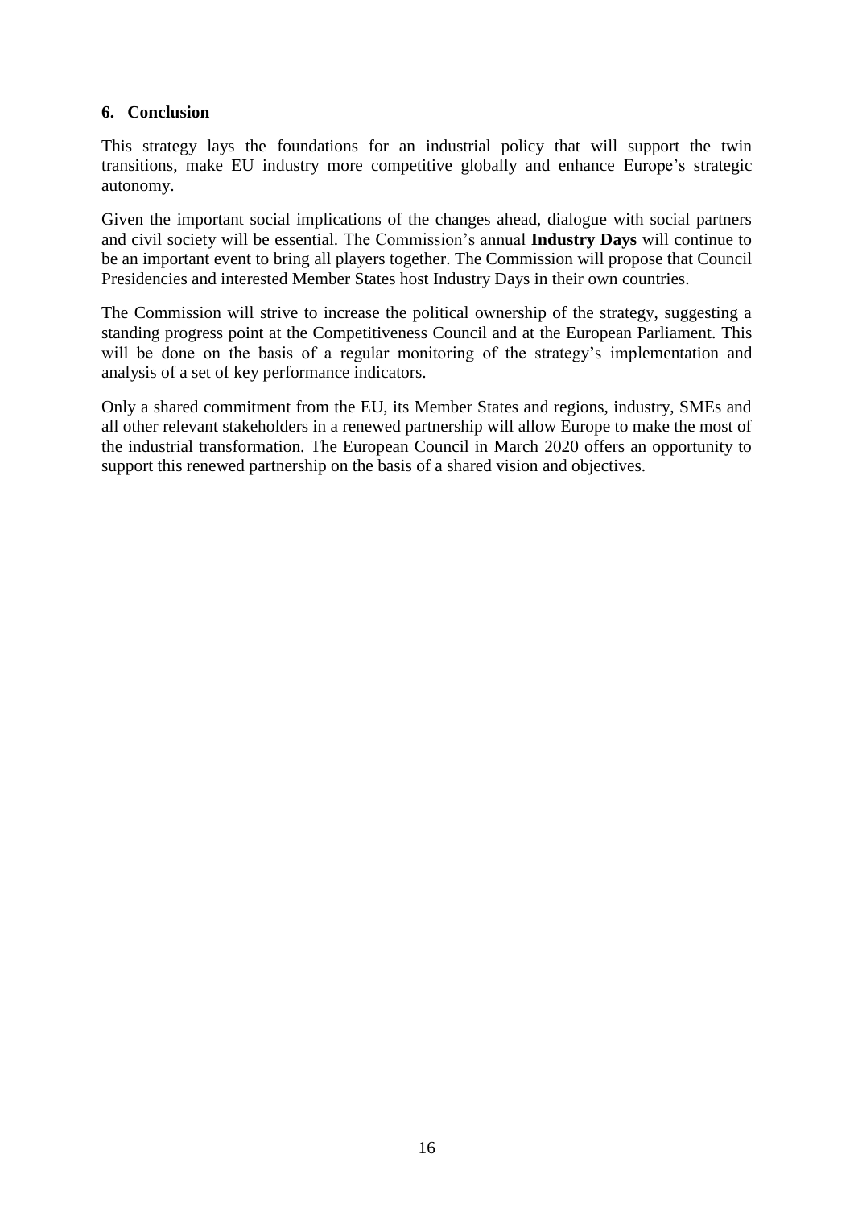## 6. Conclusion

This strategy lays the foundations for an industrial policy that will support the twin transitions, make EU industry more competitive globally and enhance Europe's strategic autonomy.

Given the important social implications of the changes ahead, dialogue with social partners and civil society will be essential. The Commission's annual **Industry Days** will continue to be an important event to bring all players together. The Commission will propose that Council Presidencies and interested Member States host Industry Days in their own countries.

The Commission will strive to increase the political ownership of the strategy, suggesting a standing progress point at the Competitiveness Council and at the European Parliament. This will be done on the basis of a regular monitoring of the strategy's implementation and analysis of a set of key performance indicators.

Only a shared commitment from the EU, its Member States and regions, industry, SMEs and all other relevant stakeholders in a renewed partnership will allow Europe to make the most of the industrial transformation. The European Council in March 2020 offers an opportunity to support this renewed partnership on the basis of a shared vision and objectives.